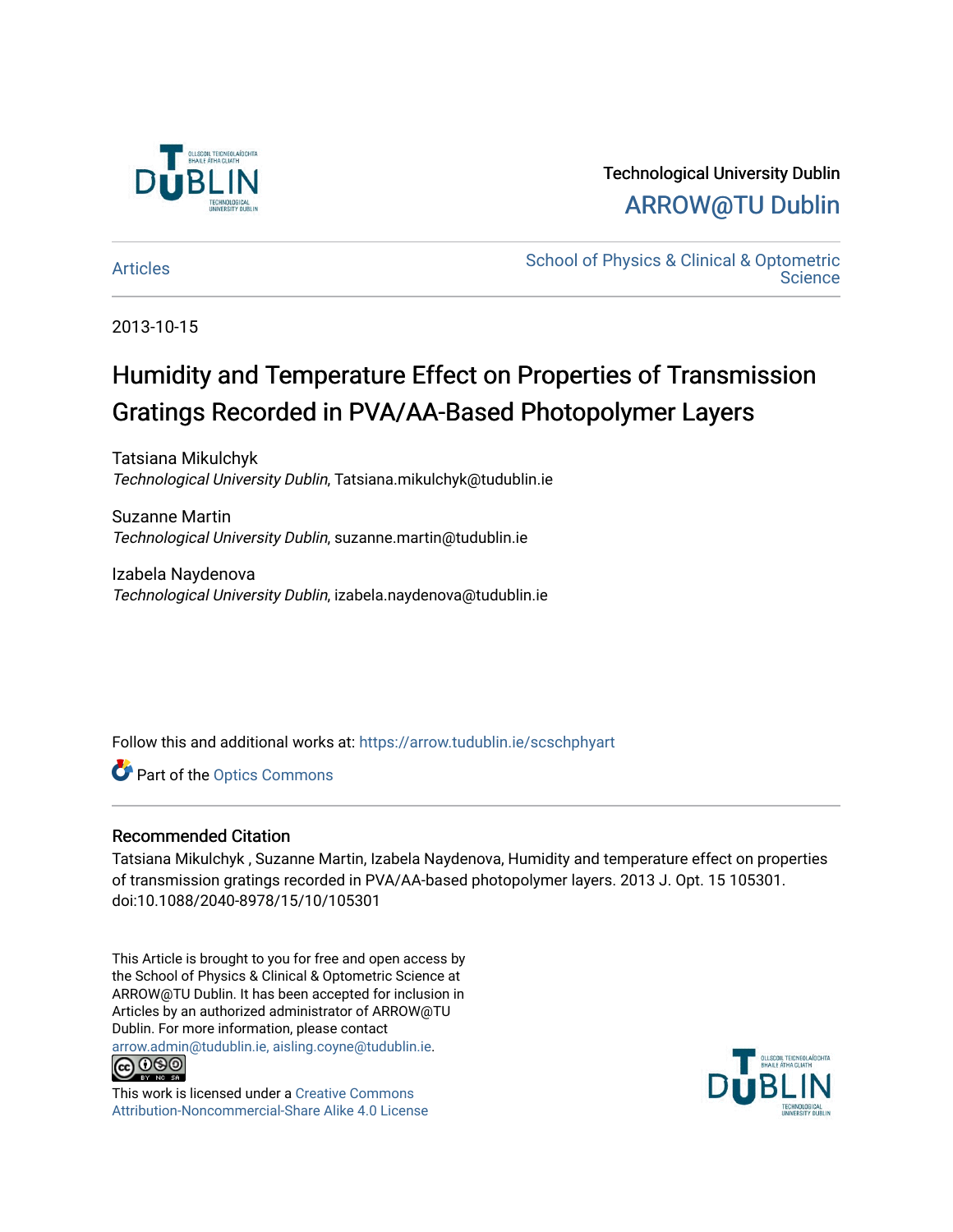Technological University Dublin

ARROW@TU Dublin

Articles

School of Physics & Clinical & Optometric Science

2013-10-15

# Humidity and Temperature Effect on Properties of Transmission Gratings Recorded in PVA/AA-Based Photopolymer Layers

Tatsiana Mikulchyk
*Technological University Dublin*, Tatsiana.mikulchyk@tudublin.ie

Suzanne Martin
*Technological University Dublin*, suzanne.martin@tudublin.ie

Izabela Naydenova
*Technological University Dublin*, izabela.naydenova@tudublin.ie

Follow this and additional works at: https://arrow.tudublin.ie/scschphyart

Part of the Optics Commons

## Recommended Citation

Tatsiana Mikulchyk , Suzanne Martin, Izabela Naydenova, Humidity and temperature effect on properties of transmission gratings recorded in PVA/AA-based photopolymer layers. 2013 J. Opt. 15 105301. doi:10.1088/2040-8978/15/10/105301

This Article is brought to you for free and open access by the School of Physics & Clinical & Optometric Science at ARROW@TU Dublin. It has been accepted for inclusion in Articles by an authorized administrator of ARROW@TU Dublin. For more information, please contact arrow.admin@tudublin.ie, aisling.coyne@tudublin.ie.

This work is licensed under a Creative Commons Attribution-Noncommercial-Share Alike 4.0 License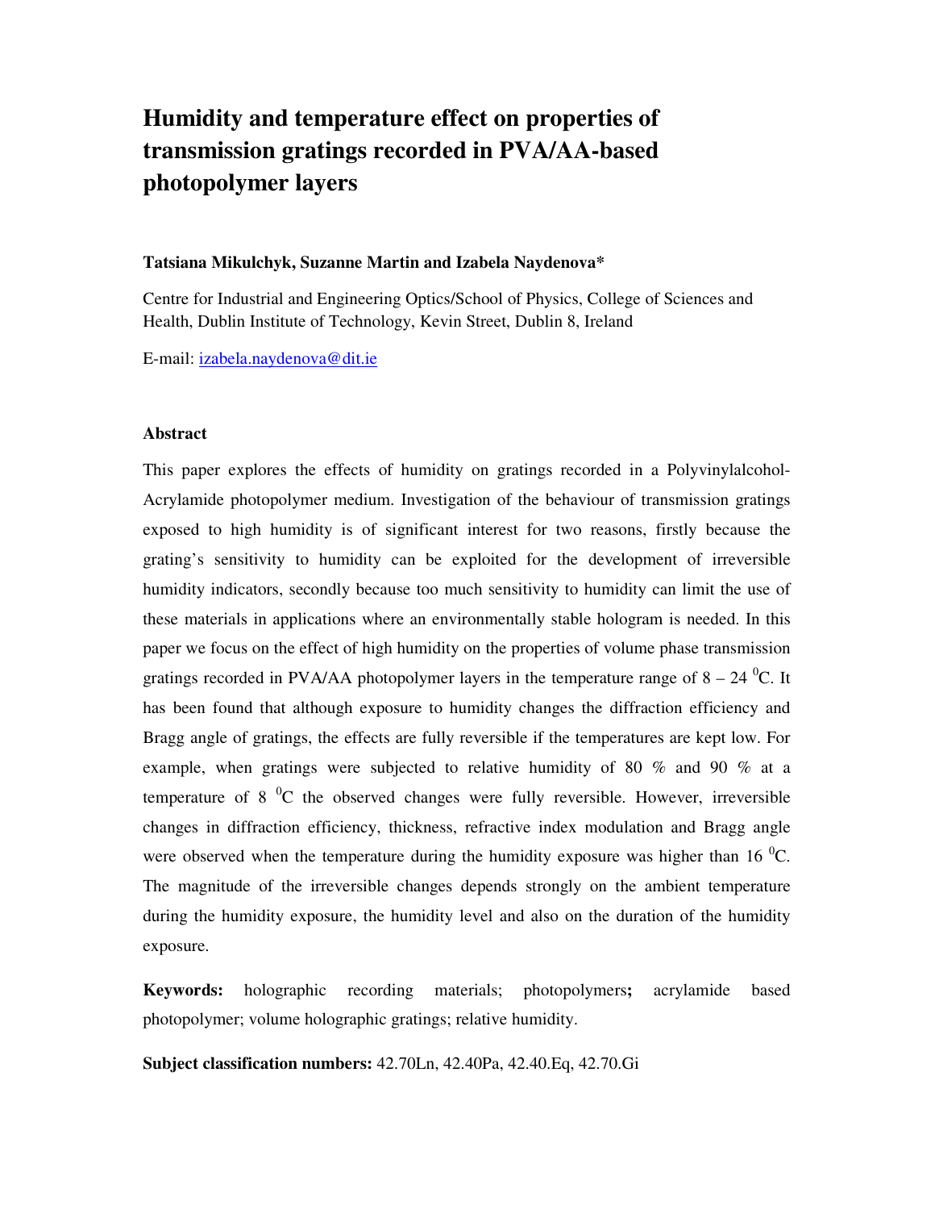# Humidity and temperature effect on properties of transmission gratings recorded in PVA/AA-based photopolymer layers

**Tatsiana Mikulchyk, Suzanne Martin and Izabela Naydenova\***

Centre for Industrial and Engineering Optics/School of Physics, College of Sciences and Health, Dublin Institute of Technology, Kevin Street, Dublin 8, Ireland

E-mail: izabela.naydenova@dit.ie

### Abstract

This paper explores the effects of humidity on gratings recorded in a Polyvinylalcohol-Acrylamide photopolymer medium. Investigation of the behaviour of transmission gratings exposed to high humidity is of significant interest for two reasons, firstly because the grating's sensitivity to humidity can be exploited for the development of irreversible humidity indicators, secondly because too much sensitivity to humidity can limit the use of these materials in applications where an environmentally stable hologram is needed. In this paper we focus on the effect of high humidity on the properties of volume phase transmission gratings recorded in PVA/AA photopolymer layers in the temperature range of 8 – 24 $^0$C. It has been found that although exposure to humidity changes the diffraction efficiency and Bragg angle of gratings, the effects are fully reversible if the temperatures are kept low. For example, when gratings were subjected to relative humidity of 80 % and 90 % at a temperature of 8 $^0$C the observed changes were fully reversible. However, irreversible changes in diffraction efficiency, thickness, refractive index modulation and Bragg angle were observed when the temperature during the humidity exposure was higher than 16 $^0$C. The magnitude of the irreversible changes depends strongly on the ambient temperature during the humidity exposure, the humidity level and also on the duration of the humidity exposure.

**Keywords:** holographic recording materials; photopolymers**;** acrylamide based photopolymer; volume holographic gratings; relative humidity.

**Subject classification numbers:** 42.70Ln, 42.40Pa, 42.40.Eq, 42.70.Gi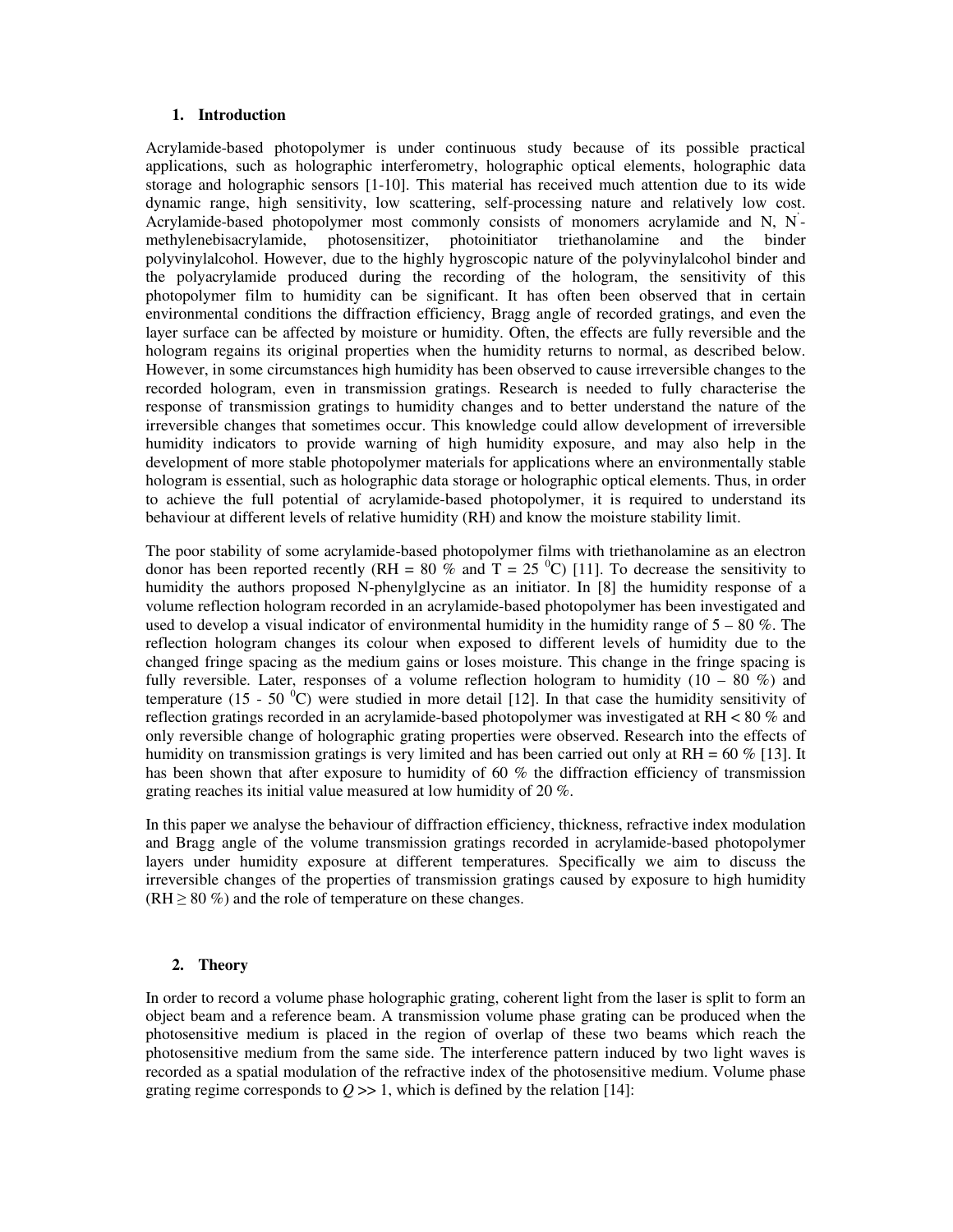## 1. Introduction

Acrylamide-based photopolymer is under continuous study because of its possible practical applications, such as holographic interferometry, holographic optical elements, holographic data storage and holographic sensors [1-10]. This material has received much attention due to its wide dynamic range, high sensitivity, low scattering, self-processing nature and relatively low cost. Acrylamide-based photopolymer most commonly consists of monomers acrylamide and N, N'-methylenebisacrylamide, photosensitizer, photoinitiator triethanolamine and the binder polyvinylalcohol. However, due to the highly hygroscopic nature of the polyvinylalcohol binder and the polyacrylamide produced during the recording of the hologram, the sensitivity of this photopolymer film to humidity can be significant. It has often been observed that in certain environmental conditions the diffraction efficiency, Bragg angle of recorded gratings, and even the layer surface can be affected by moisture or humidity. Often, the effects are fully reversible and the hologram regains its original properties when the humidity returns to normal, as described below. However, in some circumstances high humidity has been observed to cause irreversible changes to the recorded hologram, even in transmission gratings. Research is needed to fully characterise the response of transmission gratings to humidity changes and to better understand the nature of the irreversible changes that sometimes occur. This knowledge could allow development of irreversible humidity indicators to provide warning of high humidity exposure, and may also help in the development of more stable photopolymer materials for applications where an environmentally stable hologram is essential, such as holographic data storage or holographic optical elements. Thus, in order to achieve the full potential of acrylamide-based photopolymer, it is required to understand its behaviour at different levels of relative humidity (RH) and know the moisture stability limit.

The poor stability of some acrylamide-based photopolymer films with triethanolamine as an electron donor has been reported recently (RH = 80 % and T = 25 $^0$C) [11]. To decrease the sensitivity to humidity the authors proposed N-phenylglycine as an initiator. In [8] the humidity response of a volume reflection hologram recorded in an acrylamide-based photopolymer has been investigated and used to develop a visual indicator of environmental humidity in the humidity range of 5 – 80 %. The reflection hologram changes its colour when exposed to different levels of humidity due to the changed fringe spacing as the medium gains or loses moisture. This change in the fringe spacing is fully reversible. Later, responses of a volume reflection hologram to humidity (10 – 80 %) and temperature (15 - 50 $^0$C) were studied in more detail [12]. In that case the humidity sensitivity of reflection gratings recorded in an acrylamide-based photopolymer was investigated at RH < 80 % and only reversible change of holographic grating properties were observed. Research into the effects of humidity on transmission gratings is very limited and has been carried out only at RH = 60 % [13]. It has been shown that after exposure to humidity of 60 % the diffraction efficiency of transmission grating reaches its initial value measured at low humidity of 20 %.

In this paper we analyse the behaviour of diffraction efficiency, thickness, refractive index modulation and Bragg angle of the volume transmission gratings recorded in acrylamide-based photopolymer layers under humidity exposure at different temperatures. Specifically we aim to discuss the irreversible changes of the properties of transmission gratings caused by exposure to high humidity (RH ≥ 80 %) and the role of temperature on these changes.

## 2. Theory

In order to record a volume phase holographic grating, coherent light from the laser is split to form an object beam and a reference beam. A transmission volume phase grating can be produced when the photosensitive medium is placed in the region of overlap of these two beams which reach the photosensitive medium from the same side. The interference pattern induced by two light waves is recorded as a spatial modulation of the refractive index of the photosensitive medium. Volume phase grating regime corresponds to $Q \gg 1$, which is defined by the relation [14]: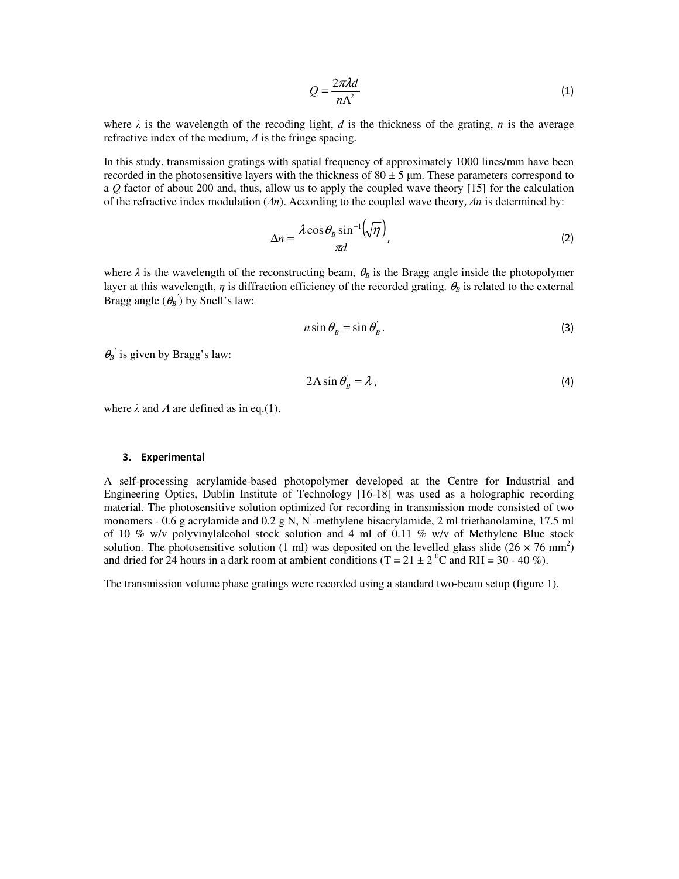$$Q = \frac{2\pi\lambda d}{n\Lambda^2} \tag{1}$$

where $\lambda$ is the wavelength of the recoding light, $d$ is the thickness of the grating, $n$ is the average refractive index of the medium, $\Lambda$ is the fringe spacing.

In this study, transmission gratings with spatial frequency of approximately 1000 lines/mm have been recorded in the photosensitive layers with the thickness of 80 ± 5 μm. These parameters correspond to a $Q$ factor of about 200 and, thus, allow us to apply the coupled wave theory [15] for the calculation of the refractive index modulation ($\Delta n$). According to the coupled wave theory, $\Delta n$ is determined by:

$$\Delta n = \frac{\lambda \cos\theta_B \sin^{-1}\left(\sqrt{\eta}\right)}{\pi d}, \tag{2}$$

where $\lambda$ is the wavelength of the reconstructing beam, $\theta_B$ is the Bragg angle inside the photopolymer layer at this wavelength, $\eta$ is diffraction efficiency of the recorded grating. $\theta_B$ is related to the external Bragg angle ($\theta_B^{'}$) by Snell's law:

$$n \sin\theta_B = \sin\theta_B^{'}. \tag{3}$$

$\theta_B^{'}$ is given by Bragg's law:

$$2\Lambda \sin\theta_B^{'} = \lambda, \tag{4}$$

where $\lambda$ and $\Lambda$ are defined as in eq.(1).

## 3. Experimental

A self-processing acrylamide-based photopolymer developed at the Centre for Industrial and Engineering Optics, Dublin Institute of Technology [16-18] was used as a holographic recording material. The photosensitive solution optimized for recording in transmission mode consisted of two monomers - 0.6 g acrylamide and 0.2 g N, N'-methylene bisacrylamide, 2 ml triethanolamine, 17.5 ml of 10 % w/v polyvinylalcohol stock solution and 4 ml of 0.11 % w/v of Methylene Blue stock solution. The photosensitive solution (1 ml) was deposited on the levelled glass slide (26 × 76 $mm^2$) and dried for 24 hours in a dark room at ambient conditions (T = 21 ± 2 $^0$C and RH = 30 - 40 %).

The transmission volume phase gratings were recorded using a standard two-beam setup (figure 1).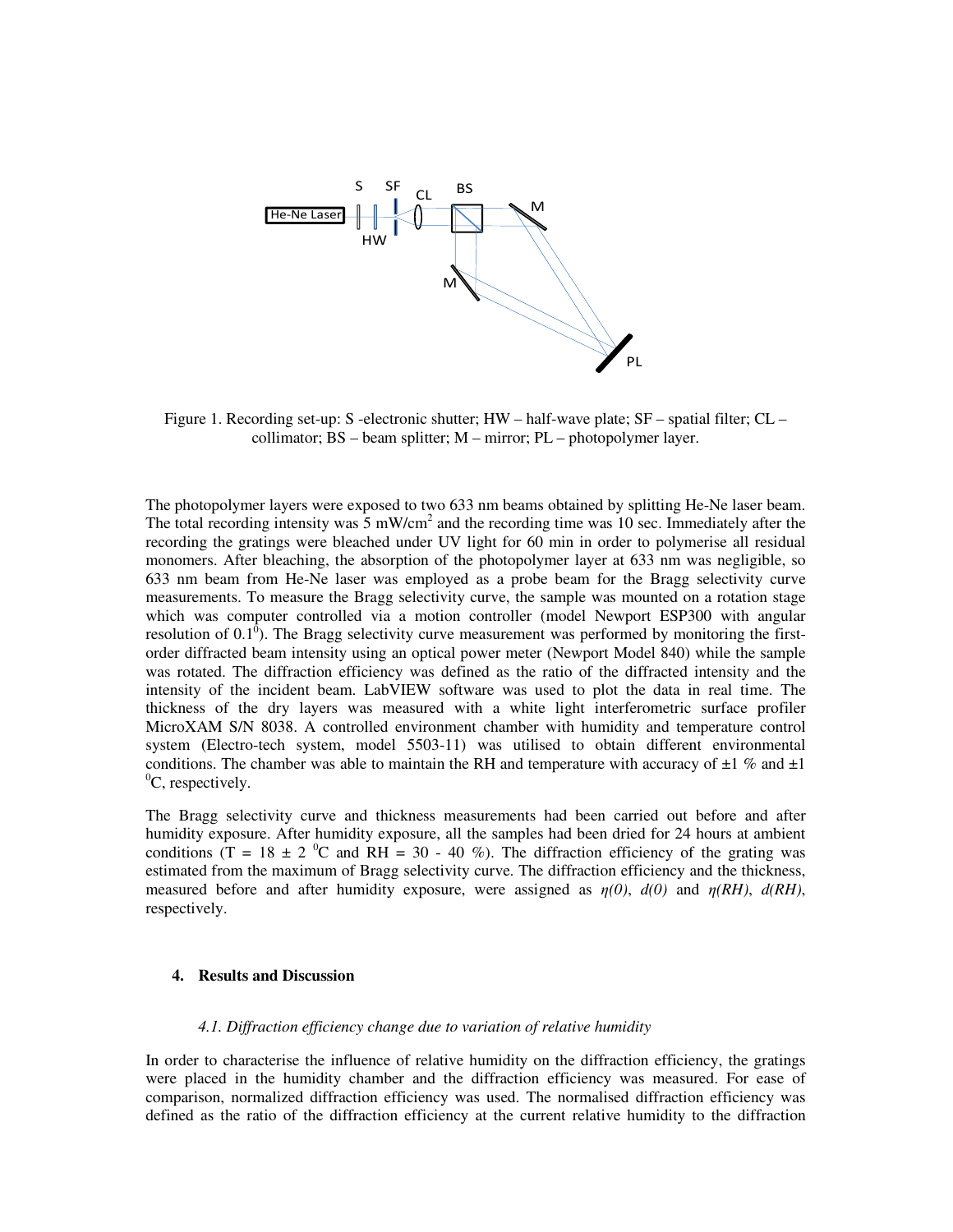Figure 1. Recording set-up: S -electronic shutter; HW – half-wave plate; SF – spatial filter; CL – collimator; BS – beam splitter; M – mirror; PL – photopolymer layer.

The photopolymer layers were exposed to two 633 nm beams obtained by splitting He-Ne laser beam. The total recording intensity was 5 mW/cm$^2$ and the recording time was 10 sec. Immediately after the recording the gratings were bleached under UV light for 60 min in order to polymerise all residual monomers. After bleaching, the absorption of the photopolymer layer at 633 nm was negligible, so 633 nm beam from He-Ne laser was employed as a probe beam for the Bragg selectivity curve measurements. To measure the Bragg selectivity curve, the sample was mounted on a rotation stage which was computer controlled via a motion controller (model Newport ESP300 with angular resolution of 0.1$^0$). The Bragg selectivity curve measurement was performed by monitoring the first-order diffracted beam intensity using an optical power meter (Newport Model 840) while the sample was rotated. The diffraction efficiency was defined as the ratio of the diffracted intensity and the intensity of the incident beam. LabVIEW software was used to plot the data in real time. The thickness of the dry layers was measured with a white light interferometric surface profiler MicroXAM S/N 8038. A controlled environment chamber with humidity and temperature control system (Electro-tech system, model 5503-11) was utilised to obtain different environmental conditions. The chamber was able to maintain the RH and temperature with accuracy of ±1 % and ±1 $^0$C, respectively.

The Bragg selectivity curve and thickness measurements had been carried out before and after humidity exposure. After humidity exposure, all the samples had been dried for 24 hours at ambient conditions (T = 18 ± 2 $^0$C and RH = 30 - 40 %). The diffraction efficiency of the grating was estimated from the maximum of Bragg selectivity curve. The diffraction efficiency and the thickness, measured before and after humidity exposure, were assigned as $\eta(0)$, $d(0)$ and $\eta(RH)$, $d(RH)$, respectively.

## 4. Results and Discussion

### *4.1. Diffraction efficiency change due to variation of relative humidity*

In order to characterise the influence of relative humidity on the diffraction efficiency, the gratings were placed in the humidity chamber and the diffraction efficiency was measured. For ease of comparison, normalized diffraction efficiency was used. The normalised diffraction efficiency was defined as the ratio of the diffraction efficiency at the current relative humidity to the diffraction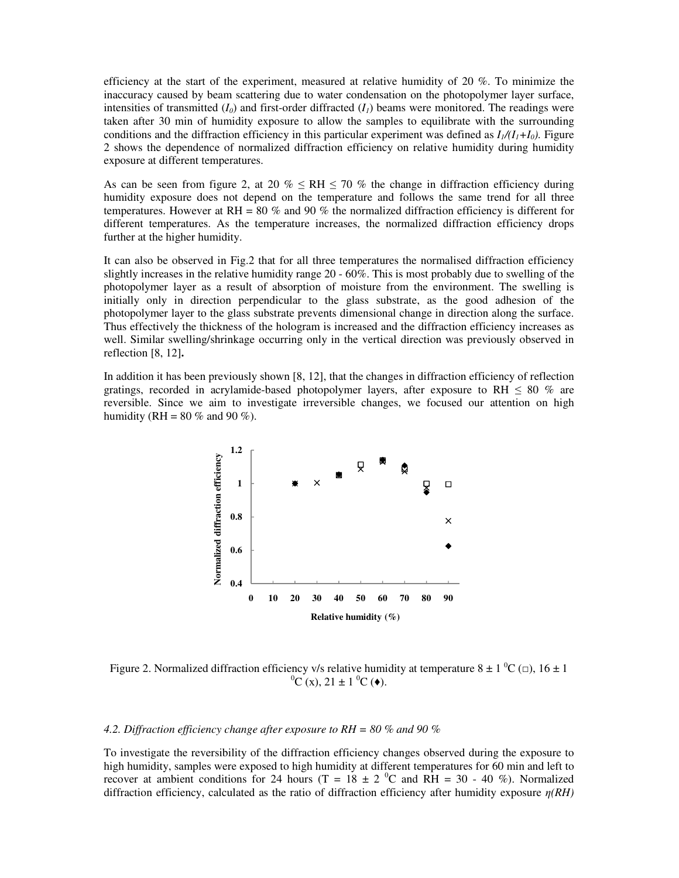efficiency at the start of the experiment, measured at relative humidity of 20 %. To minimize the inaccuracy caused by beam scattering due to water condensation on the photopolymer layer surface, intensities of transmitted ($I_0$) and first-order diffracted ($I_1$) beams were monitored. The readings were taken after 30 min of humidity exposure to allow the samples to equilibrate with the surrounding conditions and the diffraction efficiency in this particular experiment was defined as $I_1/(I_1+I_0)$. Figure 2 shows the dependence of normalized diffraction efficiency on relative humidity during humidity exposure at different temperatures.

As can be seen from figure 2, at 20 % ≤ RH ≤ 70 % the change in diffraction efficiency during humidity exposure does not depend on the temperature and follows the same trend for all three temperatures. However at RH = 80 % and 90 % the normalized diffraction efficiency is different for different temperatures. As the temperature increases, the normalized diffraction efficiency drops further at the higher humidity.

It can also be observed in Fig.2 that for all three temperatures the normalised diffraction efficiency slightly increases in the relative humidity range 20 - 60%. This is most probably due to swelling of the photopolymer layer as a result of absorption of moisture from the environment. The swelling is initially only in direction perpendicular to the glass substrate, as the good adhesion of the photopolymer layer to the glass substrate prevents dimensional change in direction along the surface. Thus effectively the thickness of the hologram is increased and the diffraction efficiency increases as well. Similar swelling/shrinkage occurring only in the vertical direction was previously observed in reflection [8, 12]**.**

In addition it has been previously shown [8, 12], that the changes in diffraction efficiency of reflection gratings, recorded in acrylamide-based photopolymer layers, after exposure to RH ≤ 80 % are reversible. Since we aim to investigate irreversible changes, we focused our attention on high humidity (RH = 80 % and 90 %).

Figure 2. Normalized diffraction efficiency v/s relative humidity at temperature 8 ± 1 $^0$C (□), 16 ± 1 $^0$C (x), 21 ± 1 $^0$C (♦).

*4.2. Diffraction efficiency change after exposure to RH = 80 % and 90 %*

To investigate the reversibility of the diffraction efficiency changes observed during the exposure to high humidity, samples were exposed to high humidity at different temperatures for 60 min and left to recover at ambient conditions for 24 hours (T = 18 ± 2 $^0$C and RH = 30 - 40 %). Normalized diffraction efficiency, calculated as the ratio of diffraction efficiency after humidity exposure *η(RH)*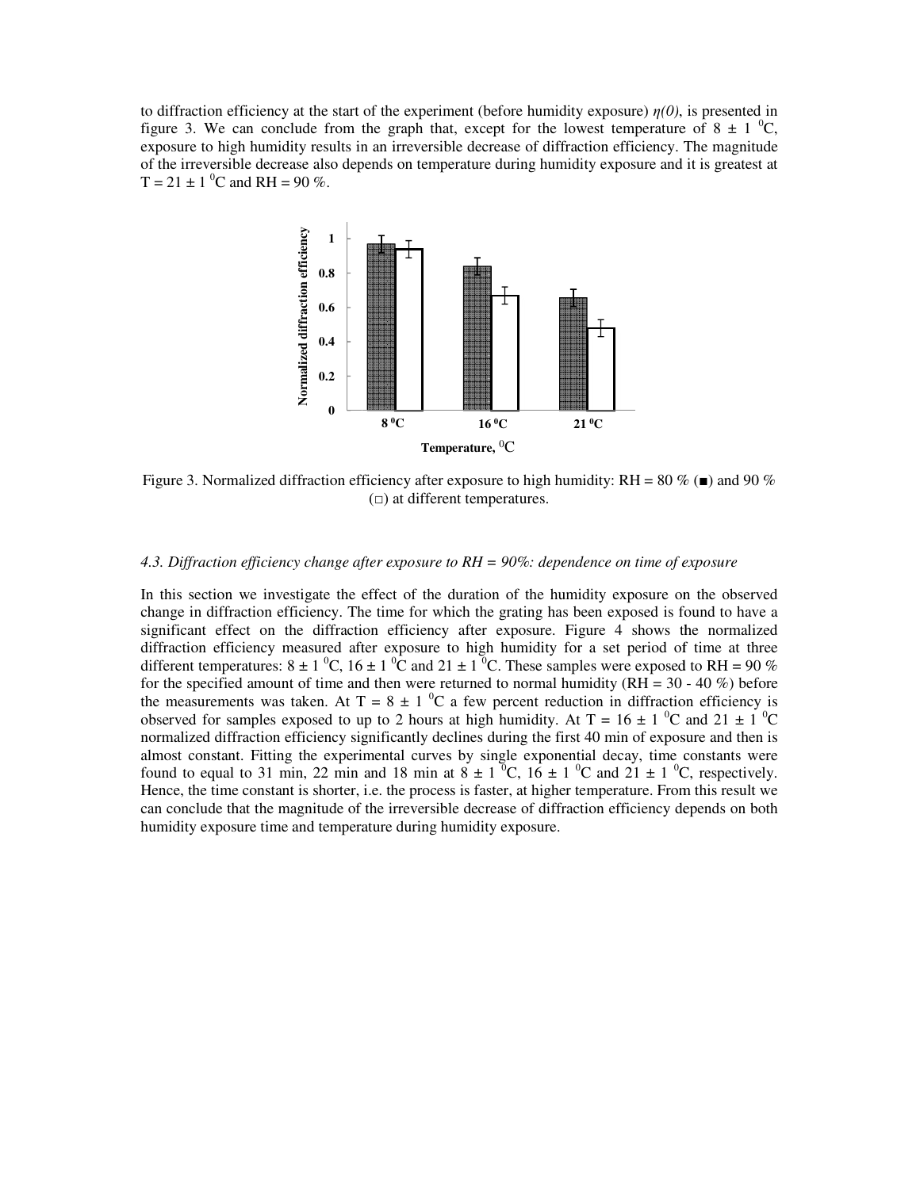to diffraction efficiency at the start of the experiment (before humidity exposure) $\eta(0)$, is presented in figure 3. We can conclude from the graph that, except for the lowest temperature of 8 ± 1 $^0$C, exposure to high humidity results in an irreversible decrease of diffraction efficiency. The magnitude of the irreversible decrease also depends on temperature during humidity exposure and it is greatest at T = 21 ± 1 $^0$C and RH = 90 %.

Figure 3. Normalized diffraction efficiency after exposure to high humidity: RH = 80 % (■) and 90 % (□) at different temperatures.

*4.3. Diffraction efficiency change after exposure to RH = 90%: dependence on time of exposure*

In this section we investigate the effect of the duration of the humidity exposure on the observed change in diffraction efficiency. The time for which the grating has been exposed is found to have a significant effect on the diffraction efficiency after exposure. Figure 4 shows the normalized diffraction efficiency measured after exposure to high humidity for a set period of time at three different temperatures: 8 ± 1 $^0$C, 16 ± 1 $^0$C and 21 ± 1 $^0$C. These samples were exposed to RH = 90 % for the specified amount of time and then were returned to normal humidity (RH = 30 - 40 %) before the measurements was taken. At T = 8 ± 1 $^0$C a few percent reduction in diffraction efficiency is observed for samples exposed to up to 2 hours at high humidity. At T = 16 ± 1 $^0$C and 21 ± 1 $^0$C normalized diffraction efficiency significantly declines during the first 40 min of exposure and then is almost constant. Fitting the experimental curves by single exponential decay, time constants were found to equal to 31 min, 22 min and 18 min at 8 ± 1 $^0$C, 16 ± 1 $^0$C and 21 ± 1 $^0$C, respectively. Hence, the time constant is shorter, i.e. the process is faster, at higher temperature. From this result we can conclude that the magnitude of the irreversible decrease of diffraction efficiency depends on both humidity exposure time and temperature during humidity exposure.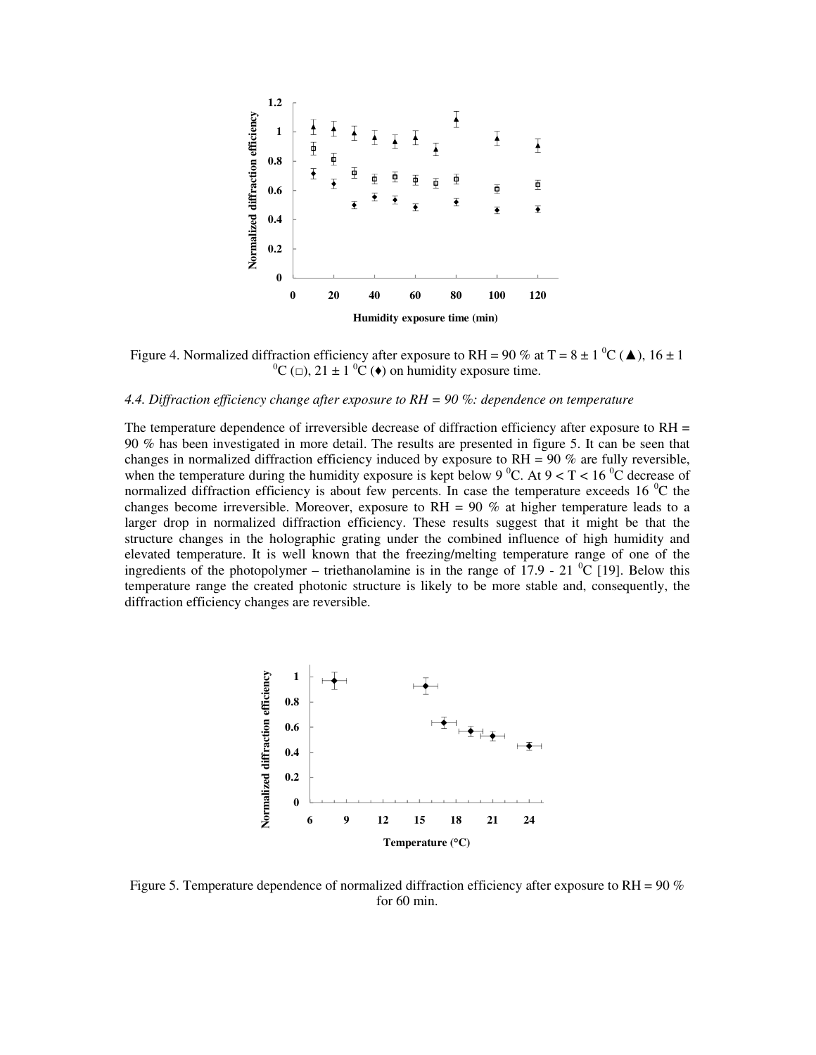Figure 4. Normalized diffraction efficiency after exposure to RH = 90 % at T = 8 ± 1 $^0$C (▲), 16 ± 1 $^0$C (□), 21 ± 1 $^0$C (♦) on humidity exposure time.

*4.4. Diffraction efficiency change after exposure to RH = 90 %: dependence on temperature*

The temperature dependence of irreversible decrease of diffraction efficiency after exposure to RH = 90 % has been investigated in more detail. The results are presented in figure 5. It can be seen that changes in normalized diffraction efficiency induced by exposure to RH = 90 % are fully reversible, when the temperature during the humidity exposure is kept below 9 $^0$C. At 9 < T < 16 $^0$C decrease of normalized diffraction efficiency is about few percents. In case the temperature exceeds 16 $^0$C the changes become irreversible. Moreover, exposure to RH = 90 % at higher temperature leads to a larger drop in normalized diffraction efficiency. These results suggest that it might be that the structure changes in the holographic grating under the combined influence of high humidity and elevated temperature. It is well known that the freezing/melting temperature range of one of the ingredients of the photopolymer – triethanolamine is in the range of 17.9 - 21 $^0$C [19]. Below this temperature range the created photonic structure is likely to be more stable and, consequently, the diffraction efficiency changes are reversible.

Figure 5. Temperature dependence of normalized diffraction efficiency after exposure to RH = 90 % for 60 min.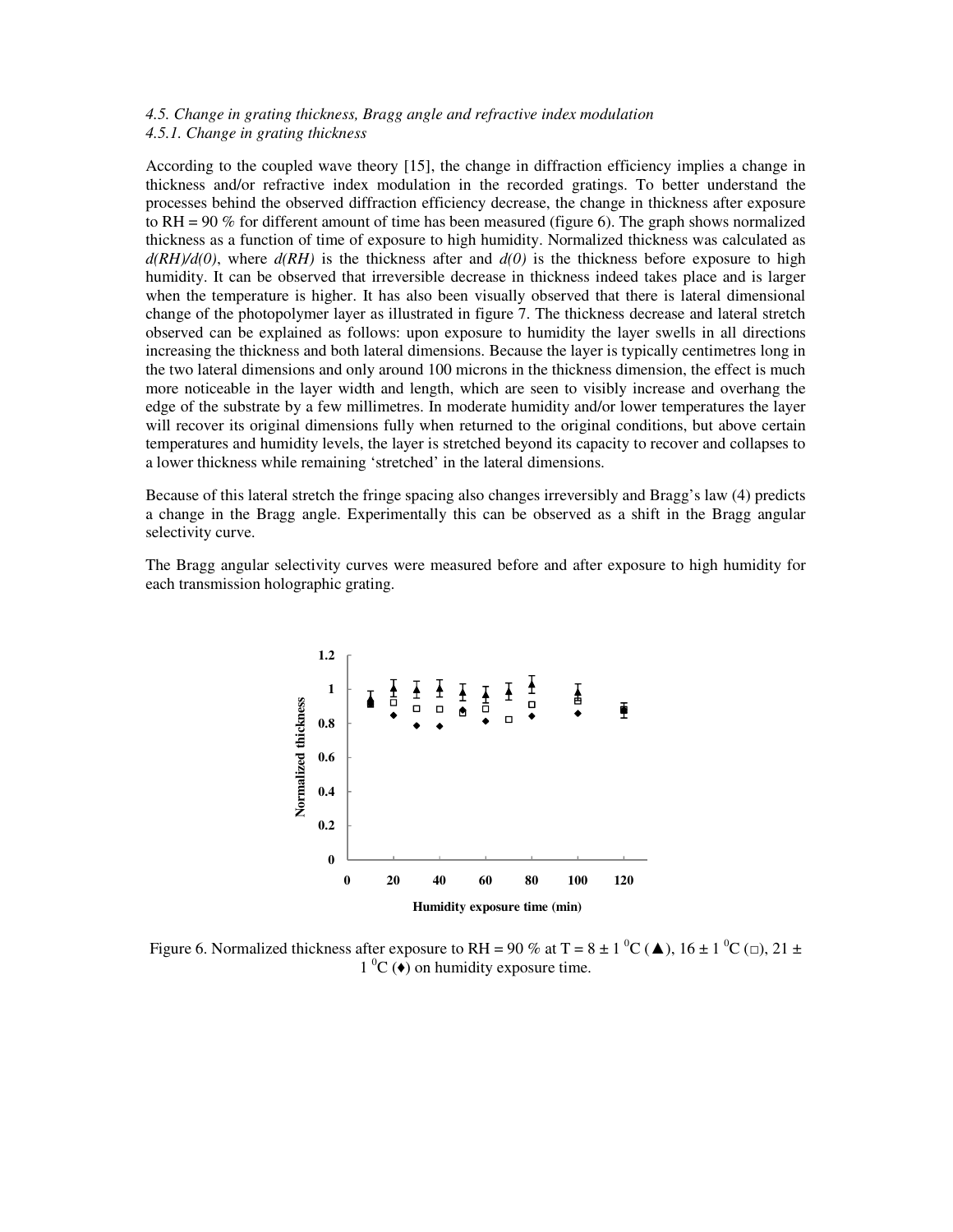*4.5. Change in grating thickness, Bragg angle and refractive index modulation*
*4.5.1. Change in grating thickness*

According to the coupled wave theory [15], the change in diffraction efficiency implies a change in thickness and/or refractive index modulation in the recorded gratings. To better understand the processes behind the observed diffraction efficiency decrease, the change in thickness after exposure to RH = 90 % for different amount of time has been measured (figure 6). The graph shows normalized thickness as a function of time of exposure to high humidity. Normalized thickness was calculated as $d(RH)/d(0)$, where $d(RH)$ is the thickness after and $d(0)$ is the thickness before exposure to high humidity. It can be observed that irreversible decrease in thickness indeed takes place and is larger when the temperature is higher. It has also been visually observed that there is lateral dimensional change of the photopolymer layer as illustrated in figure 7. The thickness decrease and lateral stretch observed can be explained as follows: upon exposure to humidity the layer swells in all directions increasing the thickness and both lateral dimensions. Because the layer is typically centimetres long in the two lateral dimensions and only around 100 microns in the thickness dimension, the effect is much more noticeable in the layer width and length, which are seen to visibly increase and overhang the edge of the substrate by a few millimetres. In moderate humidity and/or lower temperatures the layer will recover its original dimensions fully when returned to the original conditions, but above certain temperatures and humidity levels, the layer is stretched beyond its capacity to recover and collapses to a lower thickness while remaining 'stretched' in the lateral dimensions.

Because of this lateral stretch the fringe spacing also changes irreversibly and Bragg's law (4) predicts a change in the Bragg angle. Experimentally this can be observed as a shift in the Bragg angular selectivity curve.

The Bragg angular selectivity curves were measured before and after exposure to high humidity for each transmission holographic grating.

Figure 6. Normalized thickness after exposure to RH = 90 % at T = 8 ± 1 $^{0}$C (▲), 16 ± 1 $^{0}$C (□), 21 ± 1 $^{0}$C (♦) on humidity exposure time.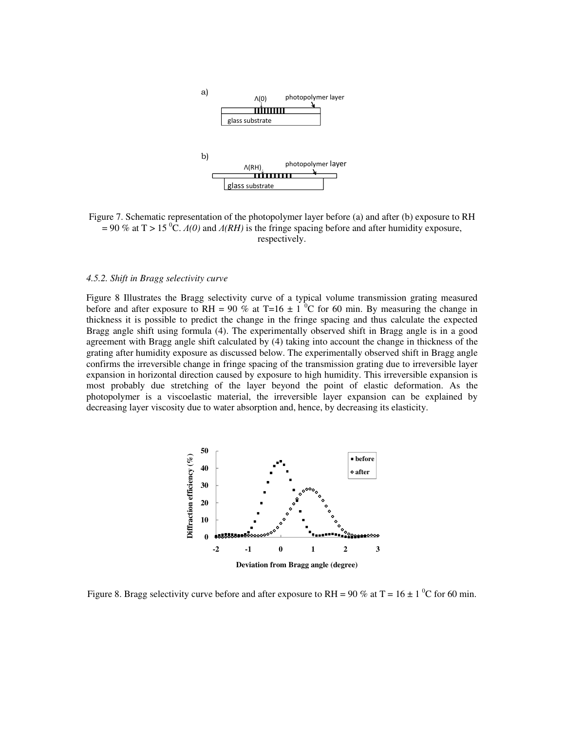Figure 7. Schematic representation of the photopolymer layer before (a) and after (b) exposure to RH = 90 % at T > 15 $^0$C. *Λ(0)* and *Λ(RH)* is the fringe spacing before and after humidity exposure, respectively.

*4.5.2. Shift in Bragg selectivity curve*

Figure 8 Illustrates the Bragg selectivity curve of a typical volume transmission grating measured before and after exposure to RH = 90 % at T=16 ± 1 $^0$C for 60 min. By measuring the change in thickness it is possible to predict the change in the fringe spacing and thus calculate the expected Bragg angle shift using formula (4). The experimentally observed shift in Bragg angle is in a good agreement with Bragg angle shift calculated by (4) taking into account the change in thickness of the grating after humidity exposure as discussed below. The experimentally observed shift in Bragg angle confirms the irreversible change in fringe spacing of the transmission grating due to irreversible layer expansion in horizontal direction caused by exposure to high humidity. This irreversible expansion is most probably due stretching of the layer beyond the point of elastic deformation. As the photopolymer is a viscoelastic material, the irreversible layer expansion can be explained by decreasing layer viscosity due to water absorption and, hence, by decreasing its elasticity.

Figure 8. Bragg selectivity curve before and after exposure to RH = 90 % at T = 16 ± 1 $^0$C for 60 min.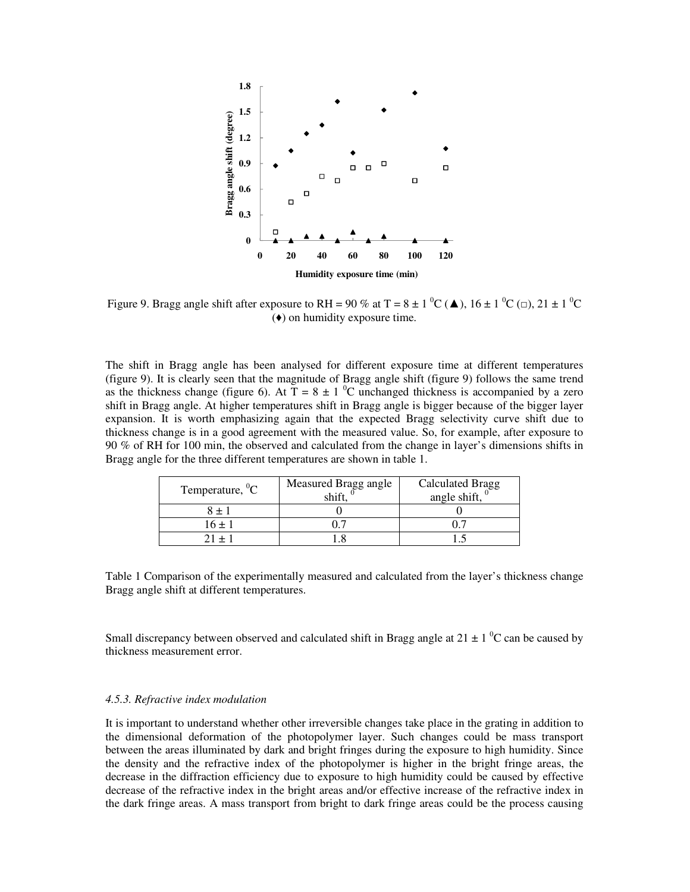Figure 9. Bragg angle shift after exposure to RH = 90 % at T = 8 ± 1 $^0$C (▲), 16 ± 1 $^0$C (□), 21 ± 1 $^0$C (♦) on humidity exposure time.

The shift in Bragg angle has been analysed for different exposure time at different temperatures (figure 9). It is clearly seen that the magnitude of Bragg angle shift (figure 9) follows the same trend as the thickness change (figure 6). At T = 8 ± 1 $^0$C unchanged thickness is accompanied by a zero shift in Bragg angle. At higher temperatures shift in Bragg angle is bigger because of the bigger layer expansion. It is worth emphasizing again that the expected Bragg selectivity curve shift due to thickness change is in a good agreement with the measured value. So, for example, after exposure to 90 % of RH for 100 min, the observed and calculated from the change in layer's dimensions shifts in Bragg angle for the three different temperatures are shown in table 1.

| Temperature, $^0$C | Measured Bragg angle shift, $^0$ | Calculated Bragg angle shift, $^0$ |
|---|---|---|
| 8 ± 1 | 0 | 0 |
| 16 ± 1 | 0.7 | 0.7 |
| 21 ± 1 | 1.8 | 1.5 |

Table 1 Comparison of the experimentally measured and calculated from the layer's thickness change Bragg angle shift at different temperatures.

Small discrepancy between observed and calculated shift in Bragg angle at 21 ± 1 $^0$C can be caused by thickness measurement error.

### *4.5.3. Refractive index modulation*

It is important to understand whether other irreversible changes take place in the grating in addition to the dimensional deformation of the photopolymer layer. Such changes could be mass transport between the areas illuminated by dark and bright fringes during the exposure to high humidity. Since the density and the refractive index of the photopolymer is higher in the bright fringe areas, the decrease in the diffraction efficiency due to exposure to high humidity could be caused by effective decrease of the refractive index in the bright areas and/or effective increase of the refractive index in the dark fringe areas. A mass transport from bright to dark fringe areas could be the process causing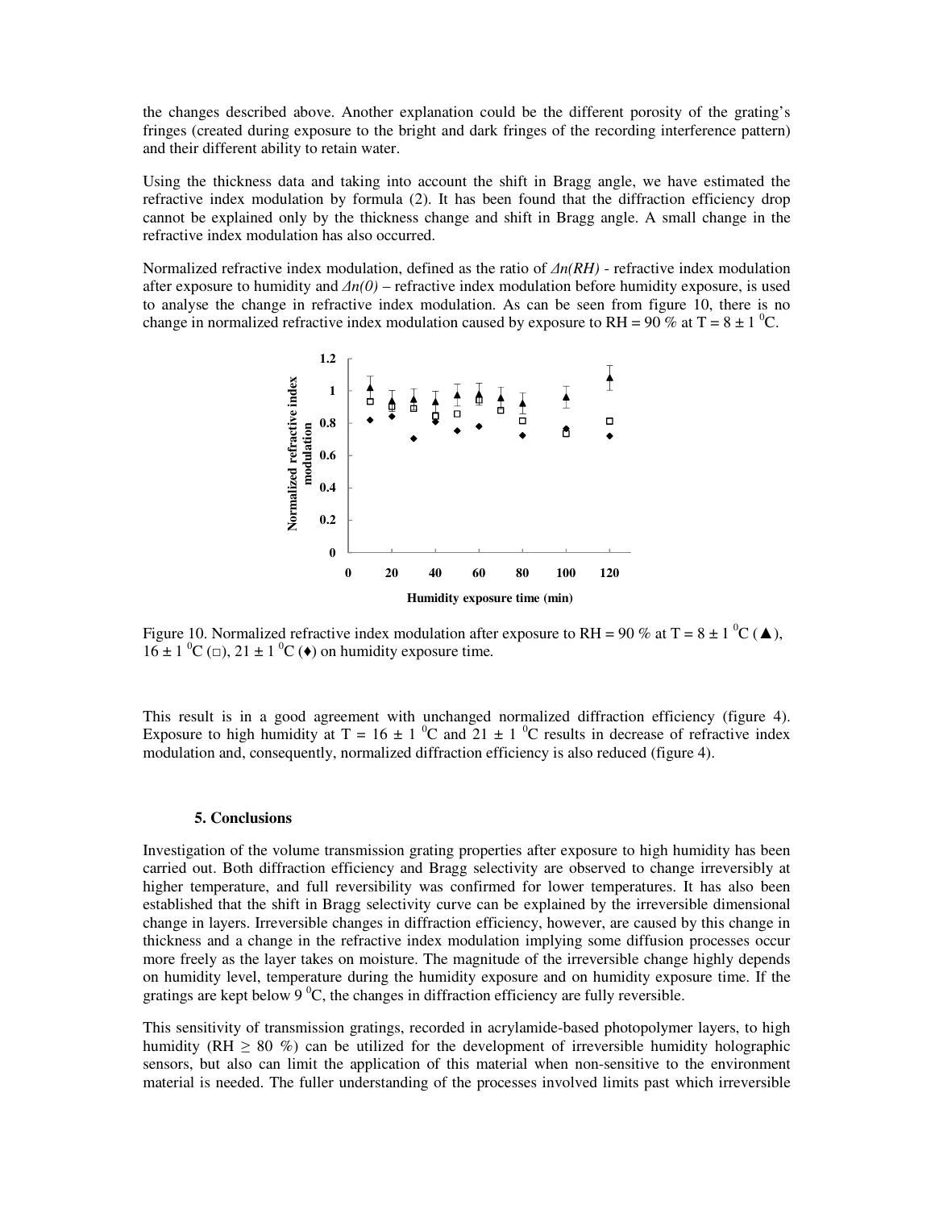the changes described above. Another explanation could be the different porosity of the grating's fringes (created during exposure to the bright and dark fringes of the recording interference pattern) and their different ability to retain water.

Using the thickness data and taking into account the shift in Bragg angle, we have estimated the refractive index modulation by formula (2). It has been found that the diffraction efficiency drop cannot be explained only by the thickness change and shift in Bragg angle. A small change in the refractive index modulation has also occurred.

Normalized refractive index modulation, defined as the ratio of *Δn(RH)* - refractive index modulation after exposure to humidity and *Δn(0)* – refractive index modulation before humidity exposure, is used to analyse the change in refractive index modulation. As can be seen from figure 10, there is no change in normalized refractive index modulation caused by exposure to RH = 90 % at T = 8 ± 1 $^0$C.

Figure 10. Normalized refractive index modulation after exposure to RH = 90 % at T = 8 ± 1 $^0$C (▲), 16 ± 1 $^0$C (□), 21 ± 1 $^0$C (♦) on humidity exposure time.

This result is in a good agreement with unchanged normalized diffraction efficiency (figure 4). Exposure to high humidity at T = 16 ± 1 $^0$C and 21 ± 1 $^0$C results in decrease of refractive index modulation and, consequently, normalized diffraction efficiency is also reduced (figure 4).

## 5. Conclusions

Investigation of the volume transmission grating properties after exposure to high humidity has been carried out. Both diffraction efficiency and Bragg selectivity are observed to change irreversibly at higher temperature, and full reversibility was confirmed for lower temperatures. It has also been established that the shift in Bragg selectivity curve can be explained by the irreversible dimensional change in layers. Irreversible changes in diffraction efficiency, however, are caused by this change in thickness and a change in the refractive index modulation implying some diffusion processes occur more freely as the layer takes on moisture. The magnitude of the irreversible change highly depends on humidity level, temperature during the humidity exposure and on humidity exposure time. If the gratings are kept below 9 $^0$C, the changes in diffraction efficiency are fully reversible.

This sensitivity of transmission gratings, recorded in acrylamide-based photopolymer layers, to high humidity (RH ≥ 80 %) can be utilized for the development of irreversible humidity holographic sensors, but also can limit the application of this material when non-sensitive to the environment material is needed. The fuller understanding of the processes involved limits past which irreversible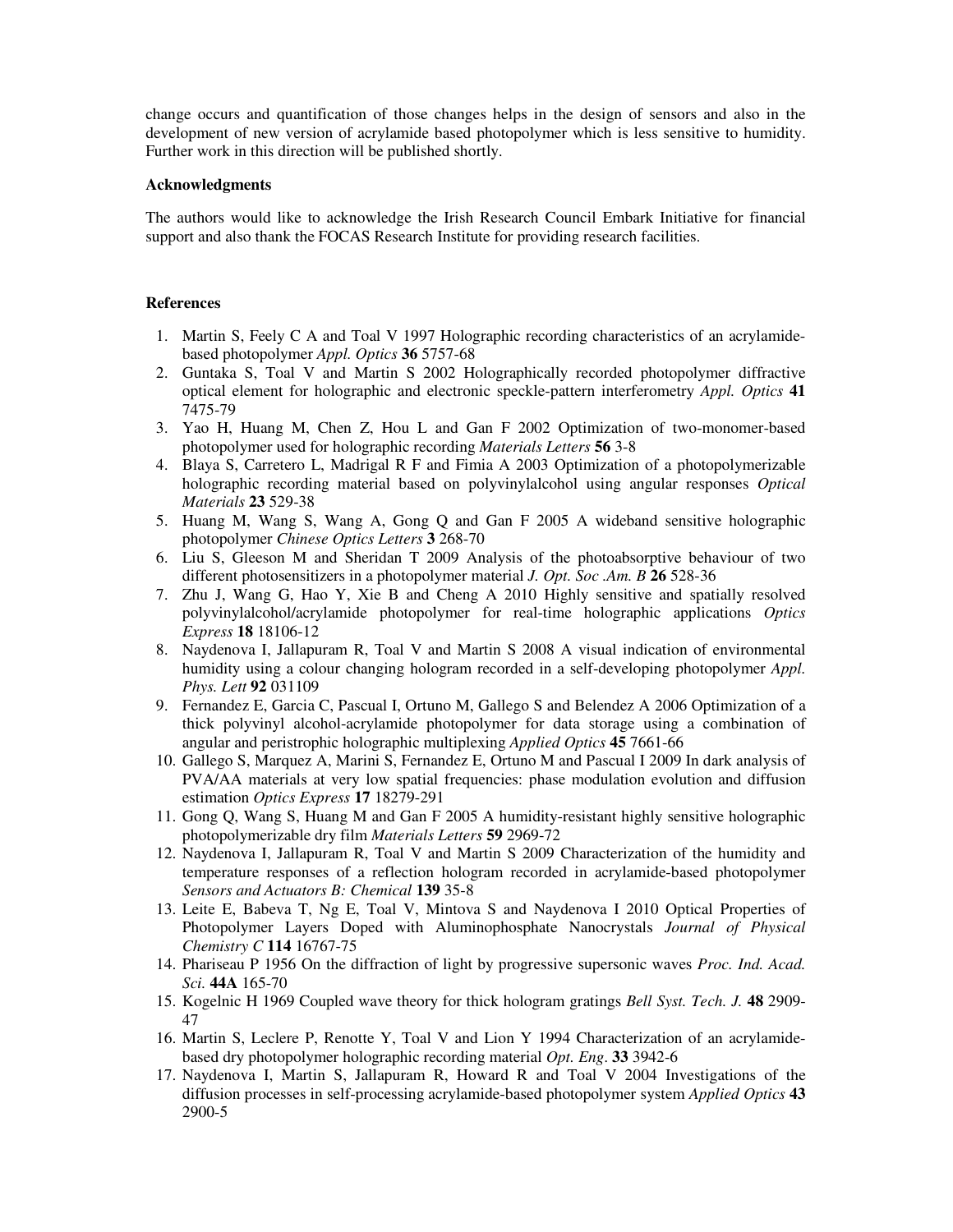change occurs and quantification of those changes helps in the design of sensors and also in the development of new version of acrylamide based photopolymer which is less sensitive to humidity. Further work in this direction will be published shortly.

**Acknowledgments**

The authors would like to acknowledge the Irish Research Council Embark Initiative for financial support and also thank the FOCAS Research Institute for providing research facilities.

**References**

1. Martin S, Feely C A and Toal V 1997 Holographic recording characteristics of an acrylamide-based photopolymer *Appl. Optics* **36** 5757-68
2. Guntaka S, Toal V and Martin S 2002 Holographically recorded photopolymer diffractive optical element for holographic and electronic speckle-pattern interferometry *Appl. Optics* **41** 7475-79
3. Yao H, Huang M, Chen Z, Hou L and Gan F 2002 Optimization of two-monomer-based photopolymer used for holographic recording *Materials Letters* **56** 3-8
4. Blaya S, Carretero L, Madrigal R F and Fimia A 2003 Optimization of a photopolymerizable holographic recording material based on polyvinylalcohol using angular responses *Optical Materials* **23** 529-38
5. Huang M, Wang S, Wang A, Gong Q and Gan F 2005 A wideband sensitive holographic photopolymer *Chinese Optics Letters* **3** 268-70
6. Liu S, Gleeson M and Sheridan T 2009 Analysis of the photoabsorptive behaviour of two different photosensitizers in a photopolymer material *J. Opt. Soc .Am. B* **26** 528-36
7. Zhu J, Wang G, Hao Y, Xie B and Cheng A 2010 Highly sensitive and spatially resolved polyvinylalcohol/acrylamide photopolymer for real-time holographic applications *Optics Express* **18** 18106-12
8. Naydenova I, Jallapuram R, Toal V and Martin S 2008 A visual indication of environmental humidity using a colour changing hologram recorded in a self-developing photopolymer *Appl. Phys. Lett* **92** 031109
9. Fernandez E, Garcia C, Pascual I, Ortuno M, Gallego S and Belendez A 2006 Optimization of a thick polyvinyl alcohol-acrylamide photopolymer for data storage using a combination of angular and peristrophic holographic multiplexing *Applied Optics* **45** 7661-66
10. Gallego S, Marquez A, Marini S, Fernandez E, Ortuno M and Pascual I 2009 In dark analysis of PVA/AA materials at very low spatial frequencies: phase modulation evolution and diffusion estimation *Optics Express* **17** 18279-291
11. Gong Q, Wang S, Huang M and Gan F 2005 A humidity-resistant highly sensitive holographic photopolymerizable dry film *Materials Letters* **59** 2969-72
12. Naydenova I, Jallapuram R, Toal V and Martin S 2009 Characterization of the humidity and temperature responses of a reflection hologram recorded in acrylamide-based photopolymer *Sensors and Actuators B: Chemical* **139** 35-8
13. Leite E, Babeva T, Ng E, Toal V, Mintova S and Naydenova I 2010 Optical Properties of Photopolymer Layers Doped with Aluminophosphate Nanocrystals *Journal of Physical Chemistry C* **114** 16767-75
14. Phariseau P 1956 On the diffraction of light by progressive supersonic waves *Proc. Ind. Acad. Sci.* **44A** 165-70
15. Kogelnic H 1969 Coupled wave theory for thick hologram gratings *Bell Syst. Tech. J.* **48** 2909-47
16. Martin S, Leclere P, Renotte Y, Toal V and Lion Y 1994 Characterization of an acrylamide-based dry photopolymer holographic recording material *Opt. Eng*. **33** 3942-6
17. Naydenova I, Martin S, Jallapuram R, Howard R and Toal V 2004 Investigations of the diffusion processes in self-processing acrylamide-based photopolymer system *Applied Optics* **43** 2900-5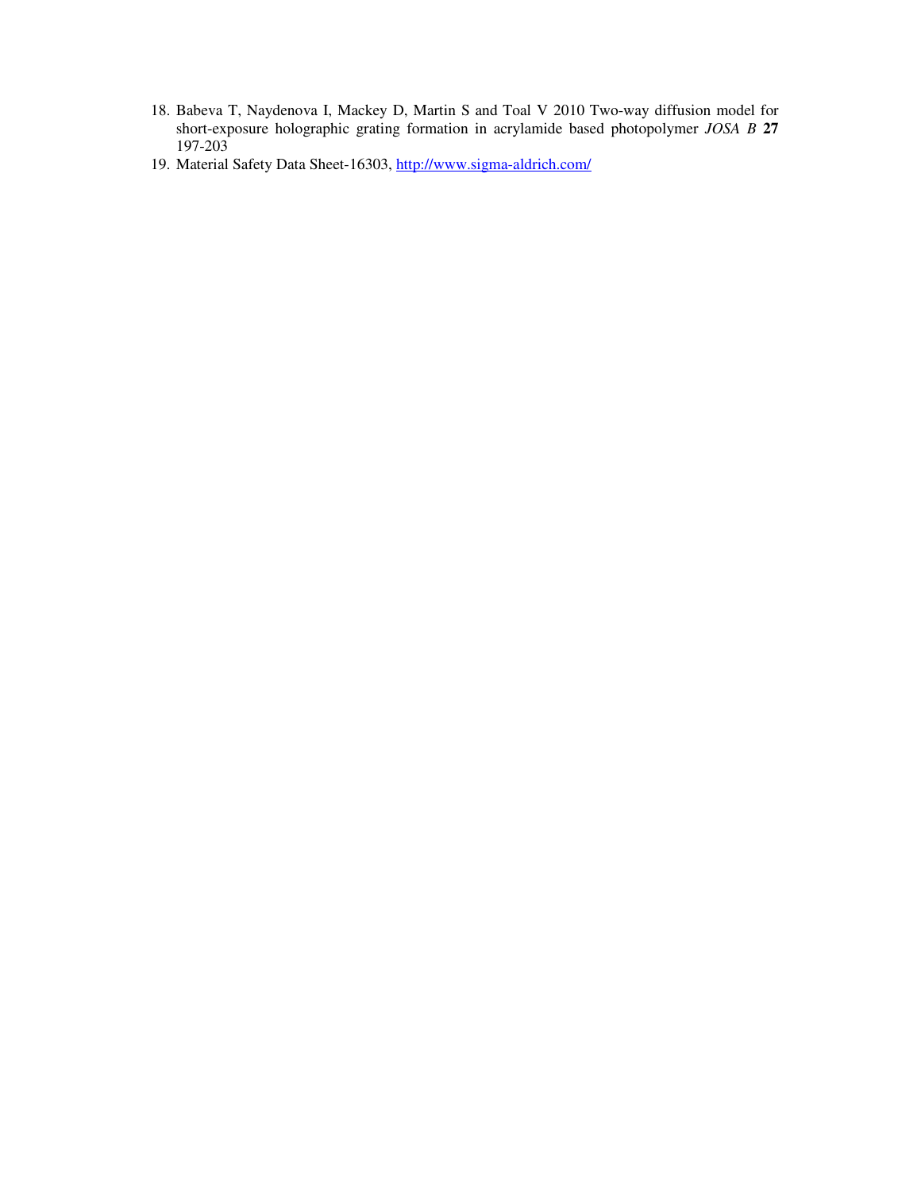18. Babeva T, Naydenova I, Mackey D, Martin S and Toal V 2010 Two-way diffusion model for short-exposure holographic grating formation in acrylamide based photopolymer *JOSA B* **27** 197-203
19. Material Safety Data Sheet-16303, http://www.sigma-aldrich.com/